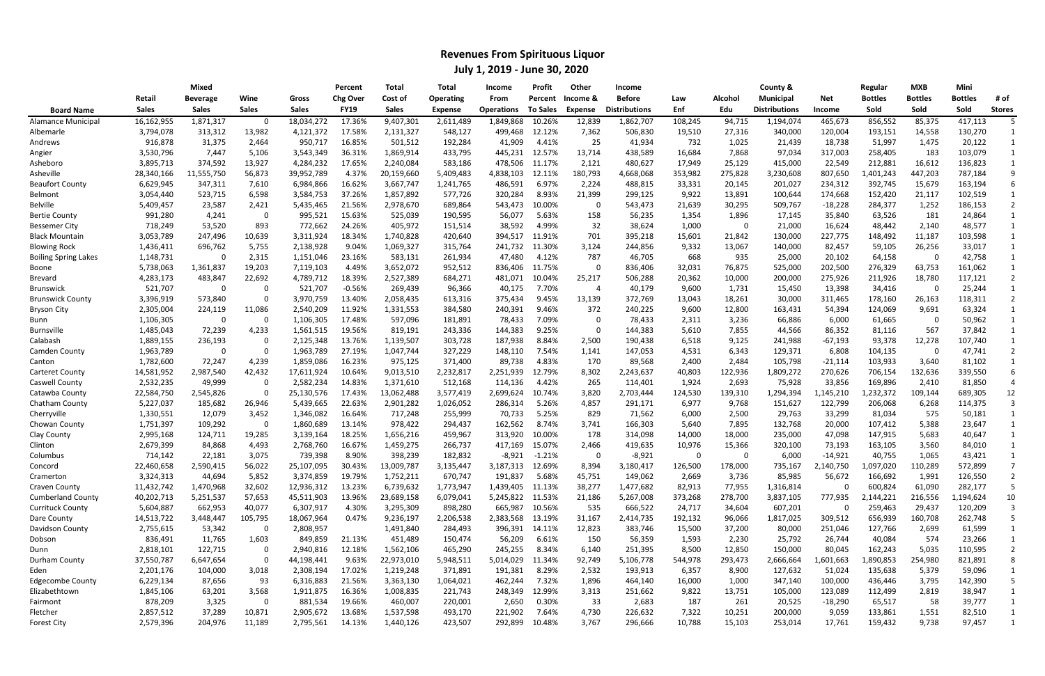# Revenues From Spirituous Liquor

## July 1, 2019 - June 30, 2020

| Board Name | Retail Sales | Mixed Beverage Sales | Wine Sales | Gross Sales | Percent Chg Over FY19 | Total Cost of Sales | Total Operating Expense | Income From Operations | Profit Percent To Sales | Other Income & Expense | Income Before Distributions | Law Enf | Alcohol Edu | County & Municipal Distributions | Net Income | Regular Bottles Sold | MXB Bottles Sold | Mini Bottles Sold | # of Stores |
|---|---|---|---|---|---|---|---|---|---|---|---|---|---|---|---|---|---|---|---|
| Alamance Municipal | 16,162,955 | 1,871,317 | 0 | 18,034,272 | 17.36% | 9,407,301 | 2,611,489 | 1,849,868 | 10.26% | 12,839 | 1,862,707 | 108,245 | 94,715 | 1,194,074 | 465,673 | 856,552 | 85,375 | 417,113 | 5 |
| Albemarle | 3,794,078 | 313,312 | 13,982 | 4,121,372 | 17.58% | 2,131,327 | 548,127 | 499,468 | 12.12% | 7,362 | 506,830 | 19,510 | 27,316 | 340,000 | 120,004 | 193,151 | 14,558 | 130,270 | 1 |
| Andrews | 916,878 | 31,375 | 2,464 | 950,717 | 16.85% | 501,512 | 192,284 | 41,909 | 4.41% | 25 | 41,934 | 732 | 1,025 | 21,439 | 18,738 | 51,997 | 1,475 | 20,122 | 1 |
| Angier | 3,530,796 | 7,447 | 5,106 | 3,543,349 | 36.31% | 1,869,914 | 433,795 | 445,231 | 12.57% | 13,714 | 438,589 | 16,684 | 7,868 | 97,034 | 317,003 | 258,405 | 183 | 103,079 | 1 |
| Asheboro | 3,895,713 | 374,592 | 13,927 | 4,284,232 | 17.65% | 2,240,084 | 583,186 | 478,506 | 11.17% | 2,121 | 480,627 | 17,949 | 25,129 | 415,000 | 22,549 | 212,881 | 16,612 | 136,823 | 1 |
| Asheville | 28,340,166 | 11,555,750 | 56,873 | 39,952,789 | 4.37% | 20,159,660 | 5,409,483 | 4,838,103 | 12.11% | 180,793 | 4,668,068 | 353,982 | 275,828 | 3,230,608 | 807,650 | 1,401,243 | 447,203 | 787,184 | 9 |
| Beaufort County | 6,629,945 | 347,311 | 7,610 | 6,984,866 | 16.62% | 3,667,747 | 1,241,765 | 486,591 | 6.97% | 2,224 | 488,815 | 33,331 | 20,145 | 201,027 | 234,312 | 392,745 | 15,679 | 163,194 | 6 |
| Belmont | 3,054,440 | 523,715 | 6,598 | 3,584,753 | 37.26% | 1,857,892 | 577,726 | 320,284 | 8.93% | 21,399 | 299,125 | 9,922 | 13,891 | 100,644 | 174,668 | 152,420 | 21,117 | 102,519 | 1 |
| Belville | 5,409,457 | 23,587 | 2,421 | 5,435,465 | 21.56% | 2,978,670 | 689,864 | 543,473 | 10.00% | 0 | 543,473 | 21,639 | 30,295 | 509,767 | -18,228 | 284,377 | 1,252 | 186,153 | 2 |
| Bertie County | 991,280 | 4,241 | 0 | 995,521 | 15.63% | 525,039 | 190,595 | 56,077 | 5.63% | 158 | 56,235 | 1,354 | 1,896 | 17,145 | 35,840 | 63,526 | 181 | 24,864 | 1 |
| Bessemer City | 718,249 | 53,520 | 893 | 772,662 | 24.26% | 405,972 | 151,514 | 38,592 | 4.99% | 32 | 38,624 | 1,000 | 0 | 21,000 | 16,624 | 48,442 | 2,140 | 48,577 | 1 |
| Black Mountain | 3,053,789 | 247,496 | 10,639 | 3,311,924 | 18.34% | 1,740,828 | 420,640 | 394,517 | 11.91% | 701 | 395,218 | 15,601 | 21,842 | 130,000 | 227,775 | 148,492 | 11,187 | 103,598 | 1 |
| Blowing Rock | 1,436,411 | 696,762 | 5,755 | 2,138,928 | 9.04% | 1,069,327 | 315,764 | 241,732 | 11.30% | 3,124 | 244,856 | 9,332 | 13,067 | 140,000 | 82,457 | 59,105 | 26,256 | 33,017 | 1 |
| Boiling Spring Lakes | 1,148,731 | 0 | 2,315 | 1,151,046 | 23.16% | 583,131 | 261,934 | 47,480 | 4.12% | 787 | 46,705 | 668 | 935 | 25,000 | 20,102 | 64,158 | 0 | 42,758 | 1 |
| Boone | 5,738,063 | 1,361,837 | 19,203 | 7,119,103 | 4.49% | 3,652,072 | 952,512 | 836,406 | 11.75% | 0 | 836,406 | 32,031 | 76,875 | 525,000 | 202,500 | 276,329 | 63,753 | 161,062 | 1 |
| Brevard | 4,283,173 | 483,847 | 22,692 | 4,789,712 | 18.39% | 2,527,389 | 684,271 | 481,071 | 10.04% | 25,217 | 506,288 | 20,362 | 10,000 | 200,000 | 275,926 | 211,926 | 18,780 | 117,121 | 2 |
| Brunswick | 521,707 | 0 | 0 | 521,707 | -0.56% | 269,439 | 96,366 | 40,175 | 7.70% | 4 | 40,179 | 9,600 | 1,731 | 15,450 | 13,398 | 34,416 | 0 | 25,244 | 1 |
| Brunswick County | 3,396,919 | 573,840 | 0 | 3,970,759 | 13.40% | 2,058,435 | 613,316 | 375,434 | 9.45% | 13,139 | 372,769 | 13,043 | 18,261 | 30,000 | 311,465 | 178,160 | 26,163 | 118,311 | 2 |
| Bryson City | 2,305,004 | 224,119 | 11,086 | 2,540,209 | 11.92% | 1,331,553 | 384,580 | 240,391 | 9.46% | 372 | 240,225 | 9,600 | 12,800 | 163,431 | 54,394 | 124,069 | 9,691 | 63,324 | 1 |
| Bunn | 1,106,305 | 0 | 0 | 1,106,305 | 17.48% | 597,096 | 181,891 | 78,433 | 7.09% | 0 | 78,433 | 2,311 | 3,236 | 66,886 | 6,000 | 61,665 | 0 | 50,962 | 1 |
| Burnsville | 1,485,043 | 72,239 | 4,233 | 1,561,515 | 19.56% | 819,191 | 243,336 | 144,383 | 9.25% | 0 | 144,383 | 5,610 | 7,855 | 44,566 | 86,352 | 81,116 | 567 | 37,842 | 1 |
| Calabash | 1,889,155 | 236,193 | 0 | 2,125,348 | 13.76% | 1,139,507 | 303,728 | 187,938 | 8.84% | 2,500 | 190,438 | 6,518 | 9,125 | 241,988 | -67,193 | 93,378 | 12,278 | 107,740 | 1 |
| Camden County | 1,963,789 | 0 | 0 | 1,963,789 | 27.19% | 1,047,744 | 327,229 | 148,110 | 7.54% | 1,141 | 147,053 | 4,531 | 6,343 | 129,371 | 6,808 | 104,135 | 0 | 47,741 | 2 |
| Canton | 1,782,600 | 72,247 | 4,239 | 1,859,086 | 16.23% | 975,125 | 371,400 | 89,738 | 4.83% | 170 | 89,568 | 2,400 | 2,484 | 105,798 | -21,114 | 103,933 | 3,640 | 81,102 | 1 |
| Carteret County | 14,581,952 | 2,987,540 | 42,432 | 17,611,924 | 10.64% | 9,013,510 | 2,232,817 | 2,251,939 | 12.79% | 8,302 | 2,243,637 | 40,803 | 122,936 | 1,809,272 | 270,626 | 706,154 | 132,636 | 339,550 | 6 |
| Caswell County | 2,532,235 | 49,999 | 0 | 2,582,234 | 14.83% | 1,371,610 | 512,168 | 114,136 | 4.42% | 265 | 114,401 | 1,924 | 2,693 | 75,928 | 33,856 | 169,896 | 2,410 | 81,850 | 4 |
| Catawba County | 22,584,750 | 2,545,826 | 0 | 25,130,576 | 17.43% | 13,062,488 | 3,577,419 | 2,699,624 | 10.74% | 3,820 | 2,703,444 | 124,530 | 139,310 | 1,294,394 | 1,145,210 | 1,232,372 | 109,144 | 689,305 | 12 |
| Chatham County | 5,227,037 | 185,682 | 26,946 | 5,439,665 | 22.63% | 2,901,282 | 1,026,052 | 286,314 | 5.26% | 4,857 | 291,171 | 6,977 | 9,768 | 151,627 | 122,799 | 206,068 | 6,268 | 114,375 | 3 |
| Cherryville | 1,330,551 | 12,079 | 3,452 | 1,346,082 | 16.64% | 717,248 | 255,999 | 70,733 | 5.25% | 829 | 71,562 | 6,000 | 2,500 | 29,763 | 33,299 | 81,034 | 575 | 50,181 | 1 |
| Chowan County | 1,751,397 | 109,292 | 0 | 1,860,689 | 13.14% | 978,422 | 294,437 | 162,562 | 8.74% | 3,741 | 166,303 | 5,640 | 7,895 | 132,768 | 20,000 | 107,412 | 5,388 | 23,647 | 1 |
| Clay County | 2,995,168 | 124,711 | 19,285 | 3,139,164 | 18.25% | 1,656,216 | 459,967 | 313,920 | 10.00% | 178 | 314,098 | 14,000 | 18,000 | 235,000 | 47,098 | 147,915 | 5,683 | 40,647 | 1 |
| Clinton | 2,679,399 | 84,868 | 4,493 | 2,768,760 | 16.67% | 1,459,275 | 266,737 | 417,169 | 15.07% | 2,466 | 419,635 | 10,976 | 15,366 | 320,100 | 73,193 | 163,105 | 3,560 | 84,010 | 1 |
| Columbus | 714,142 | 22,181 | 3,075 | 739,398 | 8.90% | 398,239 | 182,832 | -8,921 | -1.21% | 0 | -8,921 | 0 | 0 | 6,000 | -14,921 | 40,755 | 1,065 | 43,421 | 1 |
| Concord | 22,460,658 | 2,590,415 | 56,022 | 25,107,095 | 30.43% | 13,009,787 | 3,135,447 | 3,187,313 | 12.69% | 8,394 | 3,180,417 | 126,500 | 178,000 | 735,167 | 2,140,750 | 1,097,020 | 110,289 | 572,899 | 7 |
| Cramerton | 3,324,313 | 44,694 | 5,852 | 3,374,859 | 19.79% | 1,752,211 | 670,747 | 191,837 | 5.68% | 45,751 | 149,062 | 2,669 | 3,736 | 85,985 | 56,672 | 166,692 | 1,991 | 126,550 | 2 |
| Craven County | 11,432,742 | 1,470,968 | 32,602 | 12,936,312 | 13.23% | 6,739,632 | 1,773,947 | 1,439,405 | 11.13% | 38,277 | 1,477,682 | 82,913 | 77,955 | 1,316,814 | 0 | 600,824 | 61,090 | 282,177 | 5 |
| Cumberland County | 40,202,713 | 5,251,537 | 57,653 | 45,511,903 | 13.96% | 23,689,158 | 6,079,041 | 5,245,822 | 11.53% | 21,186 | 5,267,008 | 373,268 | 278,700 | 3,837,105 | 777,935 | 2,144,221 | 216,556 | 1,194,624 | 10 |
| Currituck County | 5,604,887 | 662,953 | 40,077 | 6,307,917 | 4.30% | 3,295,309 | 898,280 | 665,987 | 10.56% | 535 | 666,522 | 24,717 | 34,604 | 607,201 | 0 | 259,463 | 29,437 | 120,209 | 3 |
| Dare County | 14,513,722 | 3,448,447 | 105,795 | 18,067,964 | 0.47% | 9,236,197 | 2,206,538 | 2,383,568 | 13.19% | 31,167 | 2,414,735 | 192,132 | 96,066 | 1,817,025 | 309,512 | 656,939 | 160,708 | 262,748 | 5 |
| Davidson County | 2,755,615 | 53,342 | 0 | 2,808,957 | | 1,491,840 | 284,493 | 396,391 | 14.11% | 12,823 | 383,746 | 15,500 | 37,200 | 80,000 | 251,046 | 127,766 | 2,699 | 61,599 | 1 |
| Dobson | 836,491 | 11,765 | 1,603 | 849,859 | 21.13% | 451,489 | 150,474 | 56,209 | 6.61% | 150 | 56,359 | 1,593 | 2,230 | 25,792 | 26,744 | 40,084 | 574 | 23,266 | 1 |
| Dunn | 2,818,101 | 122,715 | 0 | 2,940,816 | 12.18% | 1,562,106 | 465,290 | 245,255 | 8.34% | 6,140 | 251,395 | 8,500 | 12,850 | 150,000 | 80,045 | 162,243 | 5,035 | 110,595 | 2 |
| Durham County | 37,550,787 | 6,647,654 | 0 | 44,198,441 | 9.63% | 22,973,010 | 5,948,511 | 5,014,029 | 11.34% | 92,749 | 5,106,778 | 544,978 | 293,473 | 2,666,664 | 1,601,663 | 1,890,853 | 254,980 | 821,891 | 8 |
| Eden | 2,201,176 | 104,000 | 3,018 | 2,308,194 | 17.02% | 1,219,248 | 371,891 | 191,381 | 8.29% | 2,532 | 193,913 | 6,357 | 8,900 | 127,632 | 51,024 | 135,638 | 5,379 | 59,096 | 1 |
| Edgecombe County | 6,229,134 | 87,656 | 93 | 6,316,883 | 21.56% | 3,363,130 | 1,064,021 | 462,244 | 7.32% | 1,896 | 464,140 | 16,000 | 1,000 | 347,140 | 100,000 | 436,446 | 3,795 | 142,390 | 5 |
| Elizabethtown | 1,845,106 | 63,201 | 3,568 | 1,911,875 | 16.36% | 1,008,835 | 221,743 | 248,349 | 12.99% | 3,313 | 251,662 | 9,822 | 13,751 | 105,000 | 123,089 | 112,499 | 2,819 | 38,947 | 1 |
| Fairmont | 878,209 | 3,325 | 0 | 881,534 | 19.66% | 460,007 | 220,001 | 2,650 | 0.30% | 33 | 2,683 | 187 | 261 | 20,525 | -18,290 | 65,517 | 58 | 39,777 | 1 |
| Fletcher | 2,857,512 | 37,289 | 10,871 | 2,905,672 | 13.68% | 1,537,598 | 493,170 | 221,902 | 7.64% | 4,730 | 226,632 | 7,322 | 10,251 | 200,000 | 9,059 | 133,861 | 1,551 | 82,510 | 1 |
| Forest City | 2,579,396 | 204,976 | 11,189 | 2,795,561 | 14.13% | 1,440,126 | 423,507 | 292,899 | 10.48% | 3,767 | 296,666 | 10,788 | 15,103 | 253,014 | 17,761 | 159,432 | 9,738 | 97,457 | 1 |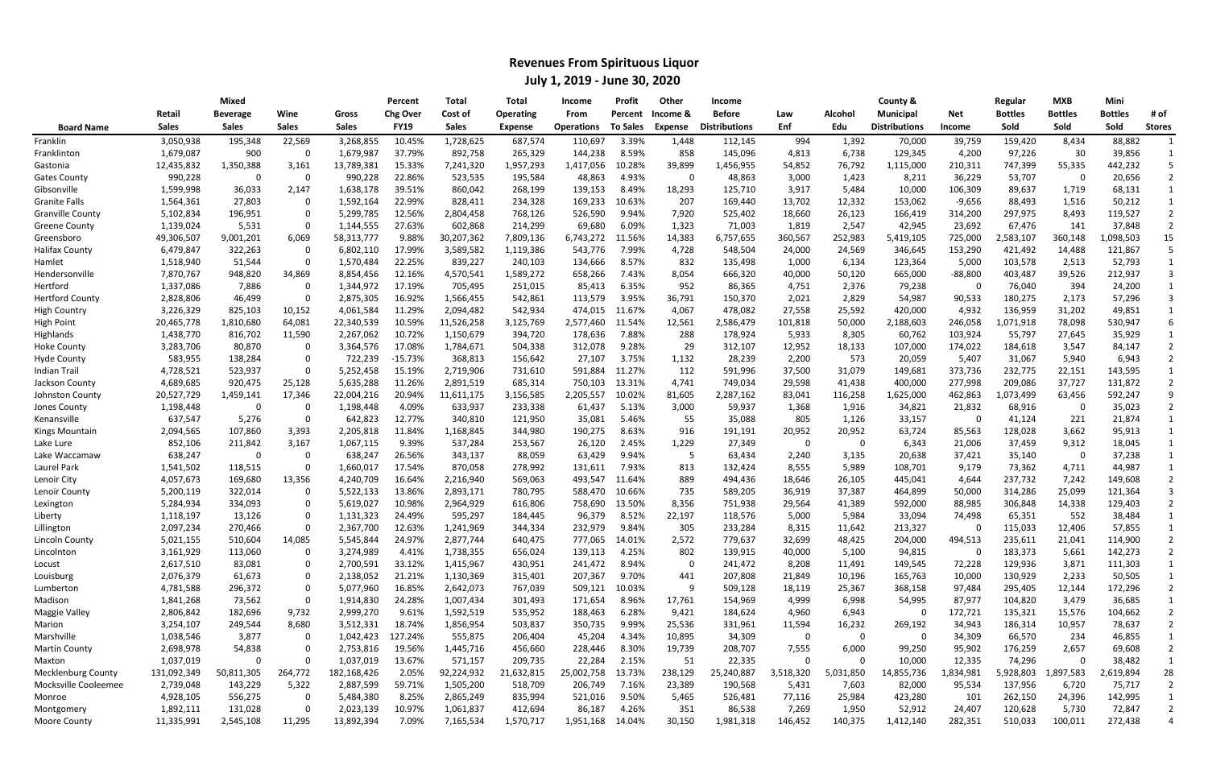# Revenues From Spirituous Liquor

## July 1, 2019 - June 30, 2020

| Board Name | Retail Sales | Mixed Beverage Sales | Wine Sales | Gross Sales | Percent Chg Over FY19 | Total Cost of Sales | Total Operating Expense | Income From Operations | Profit Percent To Sales | Other Income & Expense | Income Before Distributions | Law Enf | Alcohol Edu | County & Municipal Distributions | Net Income | Regular Bottles Sold | MXB Bottles Sold | Mini Bottles Sold | # of Stores |
|---|---|---|---|---|---|---|---|---|---|---|---|---|---|---|---|---|---|---|---|
| Franklin | 3,050,938 | 195,348 | 22,569 | 3,268,855 | 10.45% | 1,728,625 | 687,574 | 110,697 | 3.39% | 1,448 | 112,145 | 994 | 1,392 | 70,000 | 39,759 | 159,420 | 8,434 | 88,882 | 1 |
| Franklinton | 1,679,087 | 900 | 0 | 1,679,987 | 37.79% | 892,758 | 265,329 | 144,238 | 8.59% | 858 | 145,096 | 4,813 | 6,738 | 129,345 | 4,200 | 97,226 | 30 | 39,856 | 1 |
| Gastonia | 12,435,832 | 1,350,388 | 3,161 | 13,789,381 | 15.33% | 7,241,320 | 1,957,293 | 1,417,056 | 10.28% | 39,899 | 1,456,955 | 54,852 | 76,792 | 1,115,000 | 210,311 | 747,399 | 55,335 | 442,232 | 5 |
| Gates County | 990,228 | 0 | 0 | 990,228 | 22.86% | 523,535 | 195,584 | 48,863 | 4.93% | 0 | 48,863 | 3,000 | 1,423 | 8,211 | 36,229 | 53,707 | 0 | 20,656 | 2 |
| Gibsonville | 1,599,998 | 36,033 | 2,147 | 1,638,178 | 39.51% | 860,042 | 268,199 | 139,153 | 8.49% | 18,293 | 125,710 | 3,917 | 5,484 | 10,000 | 106,309 | 89,637 | 1,719 | 68,131 | 1 |
| Granite Falls | 1,564,361 | 27,803 | 0 | 1,592,164 | 22.99% | 828,411 | 234,328 | 169,233 | 10.63% | 207 | 169,440 | 13,702 | 12,332 | 153,062 | -9,656 | 88,493 | 1,516 | 50,212 | 1 |
| Granville County | 5,102,834 | 196,951 | 0 | 5,299,785 | 12.56% | 2,804,458 | 768,126 | 526,590 | 9.94% | 7,920 | 525,402 | 18,660 | 26,123 | 166,419 | 314,200 | 297,975 | 8,493 | 119,527 | 2 |
| Greene County | 1,139,024 | 5,531 | 0 | 1,144,555 | 27.63% | 602,868 | 214,299 | 69,680 | 6.09% | 1,323 | 71,003 | 1,819 | 2,547 | 42,945 | 23,692 | 67,476 | 141 | 37,848 | 2 |
| Greensboro | 49,306,507 | 9,001,201 | 6,069 | 58,313,777 | 9.88% | 30,207,362 | 7,809,136 | 6,743,272 | 11.56% | 14,383 | 6,757,655 | 360,567 | 252,983 | 5,419,105 | 725,000 | 2,583,107 | 360,148 | 1,098,503 | 15 |
| Halifax County | 6,479,847 | 322,263 | 0 | 6,802,110 | 17.99% | 3,589,582 | 1,119,386 | 543,776 | 7.99% | 4,728 | 548,504 | 24,000 | 24,569 | 346,645 | 153,290 | 421,492 | 14,488 | 121,867 | 5 |
| Hamlet | 1,518,940 | 51,544 | 0 | 1,570,484 | 22.25% | 839,227 | 240,103 | 134,666 | 8.57% | 832 | 135,498 | 1,000 | 6,134 | 123,364 | 5,000 | 103,578 | 2,513 | 52,793 | 1 |
| Hendersonville | 7,870,767 | 948,820 | 34,869 | 8,854,456 | 12.16% | 4,570,541 | 1,589,272 | 658,266 | 7.43% | 8,054 | 666,320 | 40,000 | 50,120 | 665,000 | -88,800 | 403,487 | 39,526 | 212,937 | 3 |
| Hertford | 1,337,086 | 7,886 | 0 | 1,344,972 | 17.19% | 705,495 | 251,015 | 85,413 | 6.35% | 952 | 86,365 | 4,751 | 2,376 | 79,238 | 0 | 76,040 | 394 | 24,200 | 1 |
| Hertford County | 2,828,806 | 46,499 | 0 | 2,875,305 | 16.92% | 1,566,455 | 542,861 | 113,579 | 3.95% | 36,791 | 150,370 | 2,021 | 2,829 | 54,987 | 90,533 | 180,275 | 2,173 | 57,296 | 3 |
| High Country | 3,226,329 | 825,103 | 10,152 | 4,061,584 | 11.29% | 2,094,482 | 542,934 | 474,015 | 11.67% | 4,067 | 478,082 | 27,558 | 25,592 | 420,000 | 4,932 | 136,959 | 31,202 | 49,851 | 1 |
| High Point | 20,465,778 | 1,810,680 | 64,081 | 22,340,539 | 10.59% | 11,526,258 | 3,125,769 | 2,577,460 | 11.54% | 12,561 | 2,586,479 | 101,818 | 50,000 | 2,188,603 | 246,058 | 1,071,918 | 78,098 | 530,947 | 6 |
| Highlands | 1,438,770 | 816,702 | 11,590 | 2,267,062 | 10.72% | 1,150,679 | 394,720 | 178,636 | 7.88% | 288 | 178,924 | 5,933 | 8,305 | 60,762 | 103,924 | 55,797 | 27,645 | 35,929 | 1 |
| Hoke County | 3,283,706 | 80,870 | 0 | 3,364,576 | 17.08% | 1,784,671 | 504,338 | 312,078 | 9.28% | 29 | 312,107 | 12,952 | 18,133 | 107,000 | 174,022 | 184,618 | 3,547 | 84,147 | 2 |
| Hyde County | 583,955 | 138,284 | 0 | 722,239 | -15.73% | 368,813 | 156,642 | 27,107 | 3.75% | 1,132 | 28,239 | 2,200 | 573 | 20,059 | 5,407 | 31,067 | 5,940 | 6,943 | 2 |
| Indian Trail | 4,728,521 | 523,937 | 0 | 5,252,458 | 15.19% | 2,719,906 | 731,610 | 591,884 | 11.27% | 112 | 591,996 | 37,500 | 31,079 | 149,681 | 373,736 | 232,775 | 22,151 | 143,595 | 1 |
| Jackson County | 4,689,685 | 920,475 | 25,128 | 5,635,288 | 11.26% | 2,891,519 | 685,314 | 750,103 | 13.31% | 4,741 | 749,034 | 29,598 | 41,438 | 400,000 | 277,998 | 209,086 | 37,727 | 131,872 | 2 |
| Johnston County | 20,527,729 | 1,459,141 | 17,346 | 22,004,216 | 20.94% | 11,611,175 | 3,156,585 | 2,205,557 | 10.02% | 81,605 | 2,287,162 | 83,041 | 116,258 | 1,625,000 | 462,863 | 1,073,499 | 63,456 | 592,247 | 9 |
| Jones County | 1,198,448 | 0 | 0 | 1,198,448 | 4.09% | 633,937 | 233,338 | 61,437 | 5.13% | 3,000 | 59,937 | 1,368 | 1,916 | 34,821 | 21,832 | 68,916 | 0 | 35,023 | 2 |
| Kenansville | 637,547 | 5,276 | 0 | 642,823 | 12.77% | 340,810 | 121,950 | 35,081 | 5.46% | 55 | 35,088 | 805 | 1,126 | 33,157 | 0 | 41,124 | 221 | 21,874 | 1 |
| Kings Mountain | 2,094,565 | 107,860 | 3,393 | 2,205,818 | 11.84% | 1,168,845 | 344,980 | 190,275 | 8.63% | 916 | 191,191 | 20,952 | 20,952 | 63,724 | 85,563 | 128,028 | 3,662 | 95,913 | 1 |
| Lake Lure | 852,106 | 211,842 | 3,167 | 1,067,115 | 9.39% | 537,284 | 253,567 | 26,120 | 2.45% | 1,229 | 27,349 | 0 | 0 | 6,343 | 21,006 | 37,459 | 9,312 | 18,045 | 1 |
| Lake Waccamaw | 638,247 | 0 | 0 | 638,247 | 26.56% | 343,137 | 88,059 | 63,429 | 9.94% | 5 | 63,434 | 2,240 | 3,135 | 20,638 | 37,421 | 35,140 | 0 | 37,238 | 1 |
| Laurel Park | 1,541,502 | 118,515 | 0 | 1,660,017 | 17.54% | 870,058 | 278,992 | 131,611 | 7.93% | 813 | 132,424 | 8,555 | 5,989 | 108,701 | 9,179 | 73,362 | 4,711 | 44,987 | 1 |
| Lenoir City | 4,057,673 | 169,680 | 13,356 | 4,240,709 | 16.64% | 2,216,940 | 569,063 | 493,547 | 11.64% | 889 | 494,436 | 18,646 | 26,105 | 445,041 | 4,644 | 237,732 | 7,242 | 149,608 | 2 |
| Lenoir County | 5,200,119 | 322,014 | 0 | 5,522,133 | 13.86% | 2,893,171 | 780,795 | 588,470 | 10.66% | 735 | 589,205 | 36,919 | 37,387 | 464,899 | 50,000 | 314,286 | 25,099 | 121,364 | 3 |
| Lexington | 5,284,934 | 334,093 | 0 | 5,619,027 | 10.98% | 2,964,929 | 616,806 | 758,690 | 13.50% | 8,356 | 751,938 | 29,564 | 41,389 | 592,000 | 88,985 | 306,848 | 14,338 | 129,403 | 2 |
| Liberty | 1,118,197 | 13,126 | 0 | 1,131,323 | 24.49% | 595,297 | 184,445 | 96,379 | 8.52% | 22,197 | 118,576 | 5,000 | 5,984 | 33,094 | 74,498 | 65,351 | 552 | 38,484 | 1 |
| Lillington | 2,097,234 | 270,466 | 0 | 2,367,700 | 12.63% | 1,241,969 | 344,334 | 232,979 | 9.84% | 305 | 233,284 | 8,315 | 11,642 | 213,327 | 0 | 115,033 | 12,406 | 57,855 | 1 |
| Lincoln County | 5,021,155 | 510,604 | 14,085 | 5,545,844 | 24.97% | 2,877,744 | 640,475 | 777,065 | 14.01% | 2,572 | 779,637 | 32,699 | 48,425 | 204,000 | 494,513 | 235,611 | 21,041 | 114,900 | 2 |
| Lincolnton | 3,161,929 | 113,060 | 0 | 3,274,989 | 4.41% | 1,738,355 | 656,024 | 139,113 | 4.25% | 802 | 139,915 | 40,000 | 5,100 | 94,815 | 0 | 183,373 | 5,661 | 142,273 | 2 |
| Locust | 2,617,510 | 83,081 | 0 | 2,700,591 | 33.12% | 1,415,967 | 430,951 | 241,472 | 8.94% | 0 | 241,472 | 8,208 | 11,491 | 149,545 | 72,228 | 129,936 | 3,871 | 111,303 | 1 |
| Louisburg | 2,076,379 | 61,673 | 0 | 2,138,052 | 21.21% | 1,130,369 | 315,401 | 207,367 | 9.70% | 441 | 207,808 | 21,849 | 10,196 | 165,763 | 10,000 | 130,929 | 2,233 | 50,505 | 1 |
| Lumberton | 4,781,588 | 296,372 | 0 | 5,077,960 | 16.85% | 2,642,073 | 767,039 | 509,121 | 10.03% | 9 | 509,128 | 18,119 | 25,367 | 368,158 | 97,484 | 295,405 | 12,144 | 172,296 | 2 |
| Madison | 1,841,268 | 73,562 | 0 | 1,914,830 | 24.28% | 1,007,434 | 301,493 | 171,654 | 8.96% | 17,761 | 154,969 | 4,999 | 6,998 | 54,995 | 87,977 | 104,820 | 3,479 | 36,685 | 1 |
| Maggie Valley | 2,806,842 | 182,696 | 9,732 | 2,999,270 | 9.61% | 1,592,519 | 535,952 | 188,463 | 6.28% | 9,421 | 184,624 | 4,960 | 6,943 | 0 | 172,721 | 135,321 | 15,576 | 104,662 | 2 |
| Marion | 3,254,107 | 249,544 | 8,680 | 3,512,331 | 18.74% | 1,856,954 | 503,837 | 350,735 | 9.99% | 25,536 | 331,961 | 11,594 | 16,232 | 269,192 | 34,943 | 186,314 | 10,957 | 78,637 | 2 |
| Marshville | 1,038,546 | 3,877 | 0 | 1,042,423 | 127.24% | 555,875 | 206,404 | 45,204 | 4.34% | 10,895 | 34,309 | 0 | 0 | 0 | 34,309 | 66,570 | 234 | 46,855 | 1 |
| Martin County | 2,698,978 | 54,838 | 0 | 2,753,816 | 19.56% | 1,445,716 | 456,660 | 228,446 | 8.30% | 19,739 | 208,707 | 7,555 | 6,000 | 99,250 | 95,902 | 176,259 | 2,657 | 69,608 | 2 |
| Maxton | 1,037,019 | 0 | 0 | 1,037,019 | 13.67% | 571,157 | 209,735 | 22,284 | 2.15% | 51 | 22,335 | 0 | 0 | 10,000 | 12,335 | 74,296 | 0 | 38,482 | 1 |
| Mecklenburg County | 131,092,349 | 50,811,305 | 264,772 | 182,168,426 | 2.05% | 92,224,932 | 21,632,815 | 25,002,758 | 13.73% | 238,129 | 25,240,887 | 3,518,320 | 5,031,850 | 14,855,736 | 1,834,981 | 5,928,803 | 1,897,583 | 2,619,894 | 28 |
| Mocksville Cooleemee | 2,739,048 | 143,229 | 5,322 | 2,887,599 | 59.71% | 1,505,200 | 518,709 | 206,749 | 7.16% | 23,389 | 190,568 | 5,431 | 7,603 | 82,000 | 95,534 | 137,956 | 6,720 | 75,717 | 2 |
| Monroe | 4,928,105 | 556,275 | 0 | 5,484,380 | 8.25% | 2,865,249 | 835,994 | 521,016 | 9.50% | 5,465 | 526,481 | 77,116 | 25,984 | 423,280 | 101 | 262,150 | 24,396 | 142,995 | 1 |
| Montgomery | 1,892,111 | 131,028 | 0 | 2,023,139 | 10.97% | 1,061,837 | 412,694 | 86,187 | 4.26% | 351 | 86,538 | 7,269 | 1,950 | 52,912 | 24,407 | 120,628 | 5,730 | 72,847 | 2 |
| Moore County | 11,335,991 | 2,545,108 | 11,295 | 13,892,394 | 7.09% | 7,165,534 | 1,570,717 | 1,951,168 | 14.04% | 30,150 | 1,981,318 | 146,452 | 140,375 | 1,412,140 | 282,351 | 510,033 | 100,011 | 272,438 | 4 |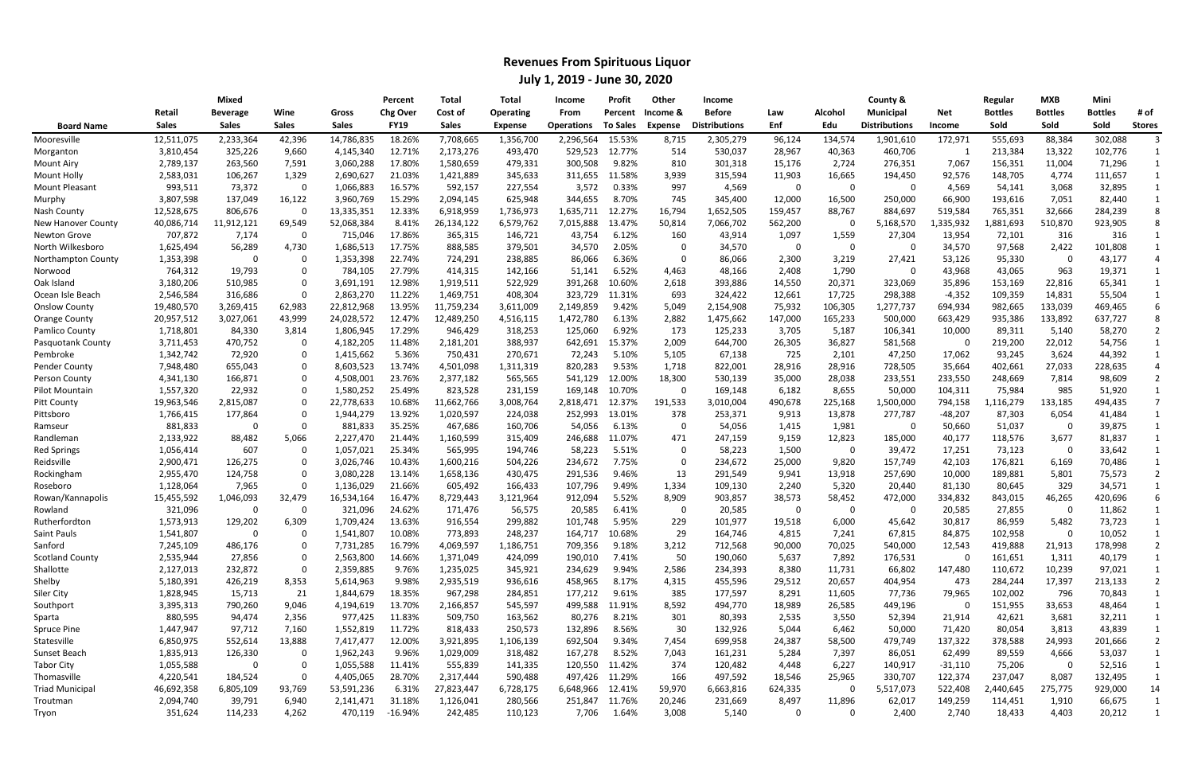# Revenues From Spirituous Liquor

## July 1, 2019 - June 30, 2020

| Board Name | Retail Sales | Mixed Beverage Sales | Wine Sales | Gross Sales | Percent Chg Over FY19 | Total Cost of Sales | Total Operating Expense | Income From Operations | Profit Percent To Sales | Other Income & Expense | Income Before Distributions | Law Enf | Alcohol Edu | County & Municipal Distributions | Net Income | Regular Bottles Sold | MXB Bottles Sold | Mini Bottles Sold | # of Stores |
|---|---|---|---|---|---|---|---|---|---|---|---|---|---|---|---|---|---|---|---|
| Mooresville | 12,511,075 | 2,233,364 | 42,396 | 14,786,835 | 18.26% | 7,708,665 | 1,356,700 | 2,296,564 | 15.53% | 8,715 | 2,305,279 | 96,124 | 134,574 | 1,901,610 | 172,971 | 555,693 | 88,384 | 302,088 | 3 |
| Morganton | 3,810,454 | 325,226 | 9,660 | 4,145,340 | 12.71% | 2,173,276 | 493,470 | 529,523 | 12.77% | 514 | 530,037 | 28,967 | 40,363 | 460,706 | 1 | 213,384 | 13,322 | 102,776 | 1 |
| Mount Airy | 2,789,137 | 263,560 | 7,591 | 3,060,288 | 17.80% | 1,580,659 | 479,331 | 300,508 | 9.82% | 810 | 301,318 | 15,176 | 2,724 | 276,351 | 7,067 | 156,351 | 11,004 | 71,296 | 1 |
| Mount Holly | 2,583,031 | 106,267 | 1,329 | 2,690,627 | 21.03% | 1,421,889 | 345,633 | 311,655 | 11.58% | 3,939 | 315,594 | 11,903 | 16,665 | 194,450 | 92,576 | 148,705 | 4,774 | 111,657 | 1 |
| Mount Pleasant | 993,511 | 73,372 | 0 | 1,066,883 | 16.57% | 592,157 | 227,554 | 3,572 | 0.33% | 997 | 4,569 | 0 | 0 | 0 | 4,569 | 54,141 | 3,068 | 32,895 | 1 |
| Murphy | 3,807,598 | 137,049 | 16,122 | 3,960,769 | 15.29% | 2,094,145 | 625,948 | 344,655 | 8.70% | 745 | 345,400 | 12,000 | 16,500 | 250,000 | 66,900 | 193,616 | 7,051 | 82,440 | 1 |
| Nash County | 12,528,675 | 806,676 | 0 | 13,335,351 | 12.33% | 6,918,959 | 1,736,973 | 1,635,711 | 12.27% | 16,794 | 1,652,505 | 159,457 | 88,767 | 884,697 | 519,584 | 765,351 | 32,666 | 284,239 | 8 |
| New Hanover County | 40,086,714 | 11,912,121 | 69,549 | 52,068,384 | 8.41% | 26,134,122 | 6,579,762 | 7,015,888 | 13.47% | 50,814 | 7,066,702 | 562,200 | 0 | 5,168,570 | 1,335,932 | 1,881,693 | 510,870 | 923,905 | 8 |
| Newton Grove | 707,872 | 7,174 | 0 | 715,046 | 17.86% | 365,315 | 146,721 | 43,754 | 6.12% | 160 | 43,914 | 1,097 | 1,559 | 27,304 | 13,954 | 72,101 | 316 | 316 | 1 |
| North Wilkesboro | 1,625,494 | 56,289 | 4,730 | 1,686,513 | 17.75% | 888,585 | 379,501 | 34,570 | 2.05% | 0 | 34,570 | 0 | 0 | 0 | 34,570 | 97,568 | 2,422 | 101,808 | 1 |
| Northampton County | 1,353,398 | 0 | 0 | 1,353,398 | 22.74% | 724,291 | 238,885 | 86,066 | 6.36% | 0 | 86,066 | 2,300 | 3,219 | 27,421 | 53,126 | 95,330 | 0 | 43,177 | 4 |
| Norwood | 764,312 | 19,793 | 0 | 784,105 | 27.79% | 414,315 | 142,166 | 51,141 | 6.52% | 4,463 | 48,166 | 2,408 | 1,790 | 0 | 43,968 | 43,065 | 963 | 19,371 | 1 |
| Oak Island | 3,180,206 | 510,985 | 0 | 3,691,191 | 12.98% | 1,919,511 | 522,929 | 391,268 | 10.60% | 2,618 | 393,886 | 14,550 | 20,371 | 323,069 | 35,896 | 153,169 | 22,816 | 65,341 | 1 |
| Ocean Isle Beach | 2,546,584 | 316,686 | 0 | 2,863,270 | 11.22% | 1,469,751 | 408,304 | 323,729 | 11.31% | 693 | 324,422 | 12,661 | 17,725 | 298,388 | -4,352 | 109,359 | 14,831 | 55,504 | 1 |
| Onslow County | 19,480,570 | 3,269,415 | 62,983 | 22,812,968 | 13.95% | 11,759,234 | 3,611,009 | 2,149,859 | 9.42% | 5,049 | 2,154,908 | 75,932 | 106,305 | 1,277,737 | 694,934 | 982,665 | 133,039 | 469,465 | 6 |
| Orange County | 20,957,512 | 3,027,061 | 43,999 | 24,028,572 | 12.47% | 12,489,250 | 4,516,115 | 1,472,780 | 6.13% | 2,882 | 1,475,662 | 147,000 | 165,233 | 500,000 | 663,429 | 935,386 | 133,892 | 637,727 | 8 |
| Pamlico County | 1,718,801 | 84,330 | 3,814 | 1,806,945 | 17.29% | 946,429 | 318,253 | 125,060 | 6.92% | 173 | 125,233 | 3,705 | 5,187 | 106,341 | 10,000 | 89,311 | 5,140 | 58,270 | 2 |
| Pasquotank County | 3,711,453 | 470,752 | 0 | 4,182,205 | 11.48% | 2,181,201 | 388,937 | 642,691 | 15.37% | 2,009 | 644,700 | 26,305 | 36,827 | 581,568 | 0 | 219,200 | 22,012 | 54,756 | 1 |
| Pembroke | 1,342,742 | 72,920 | 0 | 1,415,662 | 5.36% | 750,431 | 270,671 | 72,243 | 5.10% | 5,105 | 67,138 | 725 | 2,101 | 47,250 | 17,062 | 93,245 | 3,624 | 44,392 | 1 |
| Pender County | 7,948,480 | 655,043 | 0 | 8,603,523 | 13.74% | 4,501,098 | 1,311,319 | 820,283 | 9.53% | 1,718 | 822,001 | 28,916 | 28,916 | 728,505 | 35,664 | 402,661 | 27,033 | 228,635 | 4 |
| Person County | 4,341,130 | 166,871 | 0 | 4,508,001 | 23.76% | 2,377,182 | 565,565 | 541,129 | 12.00% | 18,300 | 530,139 | 35,000 | 28,038 | 233,551 | 233,550 | 248,669 | 7,814 | 98,609 | 2 |
| Pilot Mountain | 1,557,320 | 22,932 | 0 | 1,580,252 | 25.49% | 823,528 | 231,159 | 169,148 | 10.70% | 0 | 169,148 | 6,182 | 8,655 | 50,000 | 104,311 | 75,984 | 985 | 51,920 | 1 |
| Pitt County | 19,963,546 | 2,815,087 | 0 | 22,778,633 | 10.68% | 11,662,766 | 3,008,764 | 2,818,471 | 12.37% | 191,533 | 3,010,004 | 490,678 | 225,168 | 1,500,000 | 794,158 | 1,116,279 | 133,185 | 494,435 | 7 |
| Pittsboro | 1,766,415 | 177,864 | 0 | 1,944,279 | 13.92% | 1,020,597 | 224,038 | 252,993 | 13.01% | 378 | 253,371 | 9,913 | 13,878 | 277,787 | -48,207 | 87,303 | 6,054 | 41,484 | 1 |
| Ramseur | 881,833 | 0 | 0 | 881,833 | 35.25% | 467,686 | 160,706 | 54,056 | 6.13% | 0 | 54,056 | 1,415 | 1,981 | 0 | 50,660 | 51,037 | 0 | 39,875 | 1 |
| Randleman | 2,133,922 | 88,482 | 5,066 | 2,227,470 | 21.44% | 1,160,599 | 315,409 | 246,688 | 11.07% | 471 | 247,159 | 9,159 | 12,823 | 185,000 | 40,177 | 118,576 | 3,677 | 81,837 | 1 |
| Red Springs | 1,056,414 | 607 | 0 | 1,057,021 | 25.34% | 565,995 | 194,746 | 58,223 | 5.51% | 0 | 58,223 | 1,500 | 0 | 39,472 | 17,251 | 73,123 | 0 | 33,642 | 1 |
| Reidsville | 2,900,471 | 126,275 | 0 | 3,026,746 | 10.43% | 1,600,216 | 504,226 | 234,672 | 7.75% | 0 | 234,672 | 25,000 | 9,820 | 157,749 | 42,103 | 176,821 | 6,169 | 70,486 | 1 |
| Rockingham | 2,955,470 | 124,758 | 0 | 3,080,228 | 13.14% | 1,658,136 | 430,475 | 291,536 | 9.46% | 13 | 291,549 | 9,941 | 13,918 | 257,690 | 10,000 | 189,881 | 5,801 | 75,573 | 2 |
| Roseboro | 1,128,064 | 7,965 | 0 | 1,136,029 | 21.66% | 605,492 | 166,433 | 107,796 | 9.49% | 1,334 | 109,130 | 2,240 | 5,320 | 20,440 | 81,130 | 80,645 | 329 | 34,571 | 1 |
| Rowan/Kannapolis | 15,455,592 | 1,046,093 | 32,479 | 16,534,164 | 16.47% | 8,729,443 | 3,121,964 | 912,094 | 5.52% | 8,909 | 903,857 | 38,573 | 58,452 | 472,000 | 334,832 | 843,015 | 46,265 | 420,696 | 6 |
| Rowland | 321,096 | 0 | 0 | 321,096 | 24.62% | 171,476 | 56,575 | 20,585 | 6.41% | 0 | 20,585 | 0 | 0 | 0 | 20,585 | 27,855 | 0 | 11,862 | 1 |
| Rutherfordton | 1,573,913 | 129,202 | 6,309 | 1,709,424 | 13.63% | 916,554 | 299,882 | 101,748 | 5.95% | 229 | 101,977 | 19,518 | 6,000 | 45,642 | 30,817 | 86,959 | 5,482 | 73,723 | 1 |
| Saint Pauls | 1,541,807 | 0 | 0 | 1,541,807 | 10.08% | 773,893 | 248,237 | 164,717 | 10.68% | 29 | 164,746 | 4,815 | 7,241 | 67,815 | 84,875 | 102,958 | 0 | 10,052 | 1 |
| Sanford | 7,245,109 | 486,176 | 0 | 7,731,285 | 16.79% | 4,069,597 | 1,186,751 | 709,356 | 9.18% | 3,212 | 712,568 | 90,000 | 70,025 | 540,000 | 12,543 | 419,888 | 21,913 | 178,998 | 2 |
| Scotland County | 2,535,944 | 27,856 | 0 | 2,563,800 | 14.66% | 1,371,049 | 424,099 | 190,010 | 7.41% | 50 | 190,060 | 5,637 | 7,892 | 176,531 | 0 | 161,651 | 1,311 | 40,179 | 1 |
| Shallotte | 2,127,013 | 232,872 | 0 | 2,359,885 | 9.76% | 1,235,025 | 345,921 | 234,629 | 9.94% | 2,586 | 234,393 | 8,380 | 11,731 | 66,802 | 147,480 | 110,672 | 10,239 | 97,021 | 1 |
| Shelby | 5,180,391 | 426,219 | 8,353 | 5,614,963 | 9.98% | 2,935,519 | 936,616 | 458,965 | 8.17% | 4,315 | 455,596 | 29,512 | 20,657 | 404,954 | 473 | 284,244 | 17,397 | 213,133 | 2 |
| Siler City | 1,828,945 | 15,713 | 21 | 1,844,679 | 18.35% | 967,298 | 284,851 | 177,212 | 9.61% | 385 | 177,597 | 8,291 | 11,605 | 77,736 | 79,965 | 102,002 | 796 | 70,843 | 1 |
| Southport | 3,395,313 | 790,260 | 9,046 | 4,194,619 | 13.70% | 2,166,857 | 545,597 | 499,588 | 11.91% | 8,592 | 494,770 | 18,989 | 26,585 | 449,196 | 0 | 151,955 | 33,653 | 48,464 | 1 |
| Sparta | 880,595 | 94,474 | 2,356 | 977,425 | 11.83% | 509,750 | 163,562 | 80,276 | 8.21% | 301 | 80,393 | 2,535 | 3,550 | 52,394 | 21,914 | 42,621 | 3,681 | 32,211 | 1 |
| Spruce Pine | 1,447,947 | 97,712 | 7,160 | 1,552,819 | 11.72% | 818,433 | 250,573 | 132,896 | 8.56% | 30 | 132,926 | 5,044 | 6,462 | 50,000 | 71,420 | 80,054 | 3,813 | 43,839 | 1 |
| Statesville | 6,850,975 | 552,614 | 13,888 | 7,417,477 | 12.00% | 3,921,895 | 1,106,139 | 692,504 | 9.34% | 7,454 | 699,958 | 24,387 | 58,500 | 479,749 | 137,322 | 378,588 | 24,993 | 201,666 | 2 |
| Sunset Beach | 1,835,913 | 126,330 | 0 | 1,962,243 | 9.96% | 1,029,009 | 318,482 | 167,278 | 8.52% | 7,043 | 161,231 | 5,284 | 7,397 | 86,051 | 62,499 | 89,559 | 4,666 | 53,037 | 1 |
| Tabor City | 1,055,588 | 0 | 0 | 1,055,588 | 11.41% | 555,839 | 141,335 | 120,550 | 11.42% | 374 | 120,482 | 4,448 | 6,227 | 140,917 | -31,110 | 75,206 | 0 | 52,516 | 1 |
| Thomasville | 4,220,541 | 184,524 | 0 | 4,405,065 | 28.70% | 2,317,444 | 590,488 | 497,426 | 11.29% | 166 | 497,592 | 18,546 | 25,965 | 330,707 | 122,374 | 237,047 | 8,087 | 132,495 | 1 |
| Triad Municipal | 46,692,358 | 6,805,109 | 93,769 | 53,591,236 | 6.31% | 27,823,447 | 6,728,175 | 6,648,966 | 12.41% | 59,970 | 6,663,816 | 624,335 | 0 | 5,517,073 | 522,408 | 2,440,645 | 275,775 | 929,000 | 14 |
| Troutman | 2,094,740 | 39,791 | 6,940 | 2,141,471 | 31.18% | 1,126,041 | 280,566 | 251,847 | 11.76% | 20,246 | 231,669 | 8,497 | 11,896 | 62,017 | 149,259 | 114,451 | 1,910 | 66,675 | 1 |
| Tryon | 351,624 | 114,233 | 4,262 | 470,119 | -16.94% | 242,485 | 110,123 | 7,706 | 1.64% | 3,008 | 5,140 | 0 | 0 | 2,400 | 2,740 | 18,433 | 4,403 | 20,212 | 1 |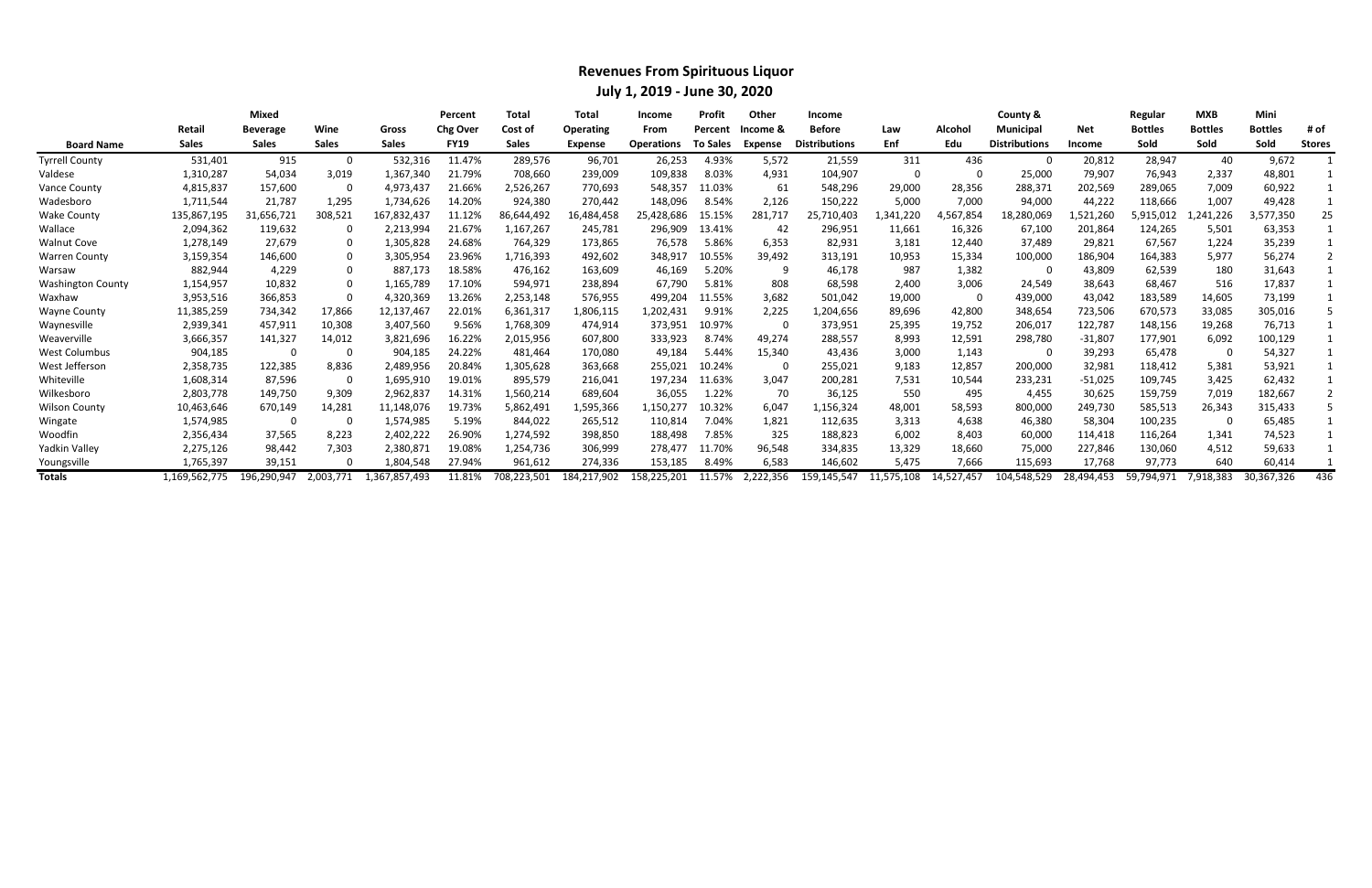# Revenues From Spirituous Liquor

## July 1, 2019 - June 30, 2020

| Board Name | Retail Sales | Mixed Beverage Sales | Wine Sales | Gross Sales | Percent Chg Over FY19 | Total Cost of Sales | Total Operating Expense | Income From Operations | Profit Percent To Sales | Other Income & Expense | Income Before Distributions | Law Enf | Alcohol Edu | County & Municipal Distributions | Net Income | Regular Bottles Sold | MXB Bottles Sold | Mini Bottles Sold | # of Stores |
|---|---|---|---|---|---|---|---|---|---|---|---|---|---|---|---|---|---|---|---|
| Tyrrell County | 531,401 | 915 | 0 | 532,316 | 11.47% | 289,576 | 96,701 | 26,253 | 4.93% | 5,572 | 21,559 | 311 | 436 | 0 | 20,812 | 28,947 | 40 | 9,672 | 1 |
| Valdese | 1,310,287 | 54,034 | 3,019 | 1,367,340 | 21.79% | 708,660 | 239,009 | 109,838 | 8.03% | 4,931 | 104,907 | 0 | 0 | 25,000 | 79,907 | 76,943 | 2,337 | 48,801 | 1 |
| Vance County | 4,815,837 | 157,600 | 0 | 4,973,437 | 21.66% | 2,526,267 | 770,693 | 548,357 | 11.03% | 61 | 548,296 | 29,000 | 28,356 | 288,371 | 202,569 | 289,065 | 7,009 | 60,922 | 1 |
| Wadesboro | 1,711,544 | 21,787 | 1,295 | 1,734,626 | 14.20% | 924,380 | 270,442 | 148,096 | 8.54% | 2,126 | 150,222 | 5,000 | 7,000 | 94,000 | 44,222 | 118,666 | 1,007 | 49,428 | 1 |
| Wake County | 135,867,195 | 31,656,721 | 308,521 | 167,832,437 | 11.12% | 86,644,492 | 16,484,458 | 25,428,686 | 15.15% | 281,717 | 25,710,403 | 1,341,220 | 4,567,854 | 18,280,069 | 1,521,260 | 5,915,012 | 1,241,226 | 3,577,350 | 25 |
| Wallace | 2,094,362 | 119,632 | 0 | 2,213,994 | 21.67% | 1,167,267 | 245,781 | 296,909 | 13.41% | 42 | 296,951 | 11,661 | 16,326 | 67,100 | 201,864 | 124,265 | 5,501 | 63,353 | 1 |
| Walnut Cove | 1,278,149 | 27,679 | 0 | 1,305,828 | 24.68% | 764,329 | 173,865 | 76,578 | 5.86% | 6,353 | 82,931 | 3,181 | 12,440 | 37,489 | 29,821 | 67,567 | 1,224 | 35,239 | 1 |
| Warren County | 3,159,354 | 146,600 | 0 | 3,305,954 | 23.96% | 1,716,393 | 492,602 | 348,917 | 10.55% | 39,492 | 313,191 | 10,953 | 15,334 | 100,000 | 186,904 | 164,383 | 5,977 | 56,274 | 2 |
| Warsaw | 882,944 | 4,229 | 0 | 887,173 | 18.58% | 476,162 | 163,609 | 46,169 | 5.20% | 9 | 46,178 | 987 | 1,382 | 0 | 43,809 | 62,539 | 180 | 31,643 | 1 |
| Washington County | 1,154,957 | 10,832 | 0 | 1,165,789 | 17.10% | 594,971 | 238,894 | 67,790 | 5.81% | 808 | 68,598 | 2,400 | 3,006 | 24,549 | 38,643 | 68,467 | 516 | 17,837 | 1 |
| Waxhaw | 3,953,516 | 366,853 | 0 | 4,320,369 | 13.26% | 2,253,148 | 576,955 | 499,204 | 11.55% | 3,682 | 501,042 | 19,000 | 0 | 439,000 | 43,042 | 183,589 | 14,605 | 73,199 | 1 |
| Wayne County | 11,385,259 | 734,342 | 17,866 | 12,137,467 | 22.01% | 6,361,317 | 1,806,115 | 1,202,431 | 9.91% | 2,225 | 1,204,656 | 89,696 | 42,800 | 348,654 | 723,506 | 670,573 | 33,085 | 305,016 | 5 |
| Waynesville | 2,939,341 | 457,911 | 10,308 | 3,407,560 | 9.56% | 1,768,309 | 474,914 | 373,951 | 10.97% | 0 | 373,951 | 25,395 | 19,752 | 206,017 | 122,787 | 148,156 | 19,268 | 76,713 | 1 |
| Weaverville | 3,666,357 | 141,327 | 14,012 | 3,821,696 | 16.22% | 2,015,956 | 607,800 | 333,923 | 8.74% | 49,274 | 288,557 | 8,993 | 12,591 | 298,780 | -31,807 | 177,901 | 6,092 | 100,129 | 1 |
| West Columbus | 904,185 | 0 | 0 | 904,185 | 24.22% | 481,464 | 170,080 | 49,184 | 5.44% | 15,340 | 43,436 | 3,000 | 1,143 | 0 | 39,293 | 65,478 | 0 | 54,327 | 1 |
| West Jefferson | 2,358,735 | 122,385 | 8,836 | 2,489,956 | 20.84% | 1,305,628 | 363,668 | 255,021 | 10.24% | 0 | 255,021 | 9,183 | 12,857 | 200,000 | 32,981 | 118,412 | 5,381 | 53,921 | 1 |
| Whiteville | 1,608,314 | 87,596 | 0 | 1,695,910 | 19.01% | 895,579 | 216,041 | 197,234 | 11.63% | 3,047 | 200,281 | 7,531 | 10,544 | 233,231 | -51,025 | 109,745 | 3,425 | 62,432 | 1 |
| Wilkesboro | 2,803,778 | 149,750 | 9,309 | 2,962,837 | 14.31% | 1,560,214 | 689,604 | 36,055 | 1.22% | 70 | 36,125 | 550 | 495 | 4,455 | 30,625 | 159,759 | 7,019 | 182,667 | 2 |
| Wilson County | 10,463,646 | 670,149 | 14,281 | 11,148,076 | 19.73% | 5,862,491 | 1,595,366 | 1,150,277 | 10.32% | 6,047 | 1,156,324 | 48,001 | 58,593 | 800,000 | 249,730 | 585,513 | 26,343 | 315,433 | 5 |
| Wingate | 1,574,985 | 0 | 0 | 1,574,985 | 5.19% | 844,022 | 265,512 | 110,814 | 7.04% | 1,821 | 112,635 | 3,313 | 4,638 | 46,380 | 58,304 | 100,235 | 0 | 65,485 | 1 |
| Woodfin | 2,356,434 | 37,565 | 8,223 | 2,402,222 | 26.90% | 1,274,592 | 398,850 | 188,498 | 7.85% | 325 | 188,823 | 6,002 | 8,403 | 60,000 | 114,418 | 116,264 | 1,341 | 74,523 | 1 |
| Yadkin Valley | 2,275,126 | 98,442 | 7,303 | 2,380,871 | 19.08% | 1,254,736 | 306,999 | 278,477 | 11.70% | 96,548 | 334,835 | 13,329 | 18,660 | 75,000 | 227,846 | 130,060 | 4,512 | 59,633 | 1 |
| Youngsville | 1,765,397 | 39,151 | 0 | 1,804,548 | 27.94% | 961,612 | 274,336 | 153,185 | 8.49% | 6,583 | 146,602 | 5,475 | 7,666 | 115,693 | 17,768 | 97,773 | 640 | 60,414 | 1 |
| **Totals** | 1,169,562,775 | 196,290,947 | 2,003,771 | 1,367,857,493 | 11.81% | 708,223,501 | 184,217,902 | 158,225,201 | 11.57% | 2,222,356 | 159,145,547 | 11,575,108 | 14,527,457 | 104,548,529 | 28,494,453 | 59,794,971 | 7,918,383 | 30,367,326 | 436 |